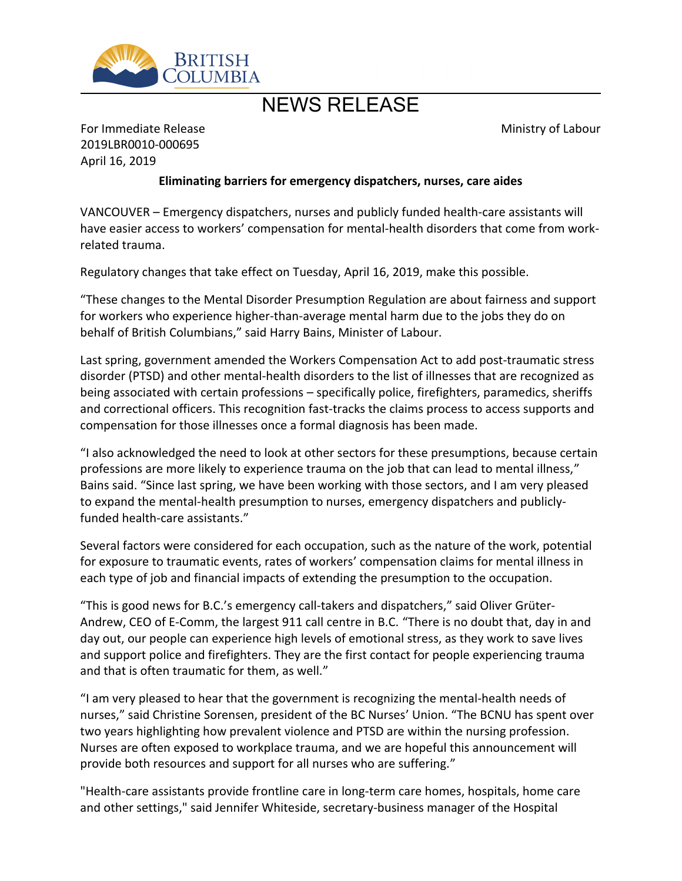BRITISH COLUMBIA

# NEWS RELEASE

For Immediate Release
2019LBR0010-000695
April 16, 2019

Ministry of Labour

**Eliminating barriers for emergency dispatchers, nurses, care aides**

VANCOUVER – Emergency dispatchers, nurses and publicly funded health-care assistants will have easier access to workers' compensation for mental-health disorders that come from work-related trauma.

Regulatory changes that take effect on Tuesday, April 16, 2019, make this possible.

"These changes to the Mental Disorder Presumption Regulation are about fairness and support for workers who experience higher-than-average mental harm due to the jobs they do on behalf of British Columbians," said Harry Bains, Minister of Labour.

Last spring, government amended the Workers Compensation Act to add post-traumatic stress disorder (PTSD) and other mental-health disorders to the list of illnesses that are recognized as being associated with certain professions – specifically police, firefighters, paramedics, sheriffs and correctional officers. This recognition fast-tracks the claims process to access supports and compensation for those illnesses once a formal diagnosis has been made.

"I also acknowledged the need to look at other sectors for these presumptions, because certain professions are more likely to experience trauma on the job that can lead to mental illness," Bains said. "Since last spring, we have been working with those sectors, and I am very pleased to expand the mental-health presumption to nurses, emergency dispatchers and publicly-funded health-care assistants."

Several factors were considered for each occupation, such as the nature of the work, potential for exposure to traumatic events, rates of workers' compensation claims for mental illness in each type of job and financial impacts of extending the presumption to the occupation.

"This is good news for B.C.'s emergency call-takers and dispatchers," said Oliver Grüter-Andrew, CEO of E-Comm, the largest 911 call centre in B.C. "There is no doubt that, day in and day out, our people can experience high levels of emotional stress, as they work to save lives and support police and firefighters. They are the first contact for people experiencing trauma and that is often traumatic for them, as well."

"I am very pleased to hear that the government is recognizing the mental-health needs of nurses," said Christine Sorensen, president of the BC Nurses' Union. "The BCNU has spent over two years highlighting how prevalent violence and PTSD are within the nursing profession. Nurses are often exposed to workplace trauma, and we are hopeful this announcement will provide both resources and support for all nurses who are suffering."

"Health-care assistants provide frontline care in long-term care homes, hospitals, home care and other settings," said Jennifer Whiteside, secretary-business manager of the Hospital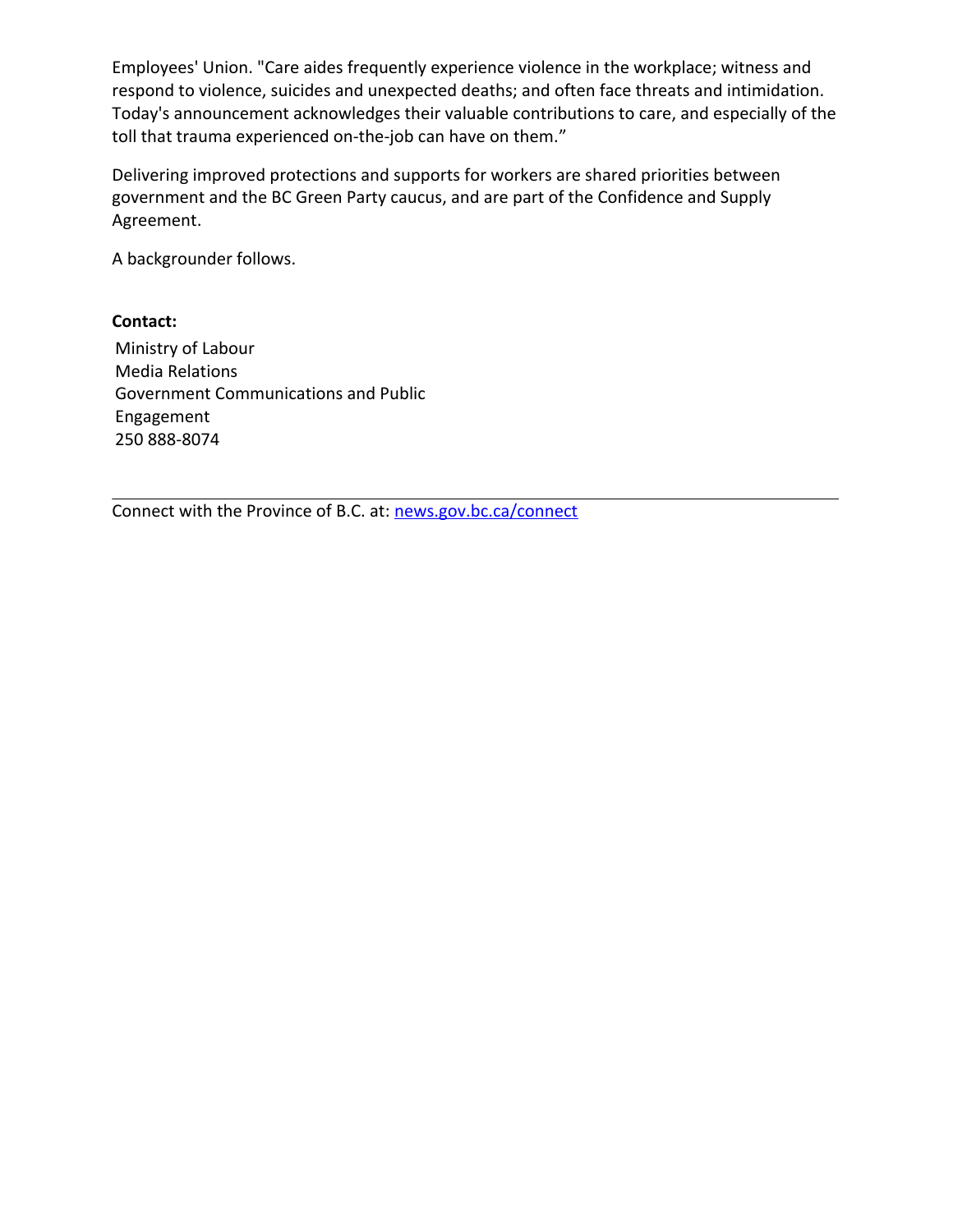Employees' Union. "Care aides frequently experience violence in the workplace; witness and respond to violence, suicides and unexpected deaths; and often face threats and intimidation. Today's announcement acknowledges their valuable contributions to care, and especially of the toll that trauma experienced on-the-job can have on them."

Delivering improved protections and supports for workers are shared priorities between government and the BC Green Party caucus, and are part of the Confidence and Supply Agreement.

A backgrounder follows.

**Contact:**

Ministry of Labour
Media Relations
Government Communications and Public Engagement
250 888-8074

---

Connect with the Province of B.C. at: [news.gov.bc.ca/connect](news.gov.bc.ca/connect)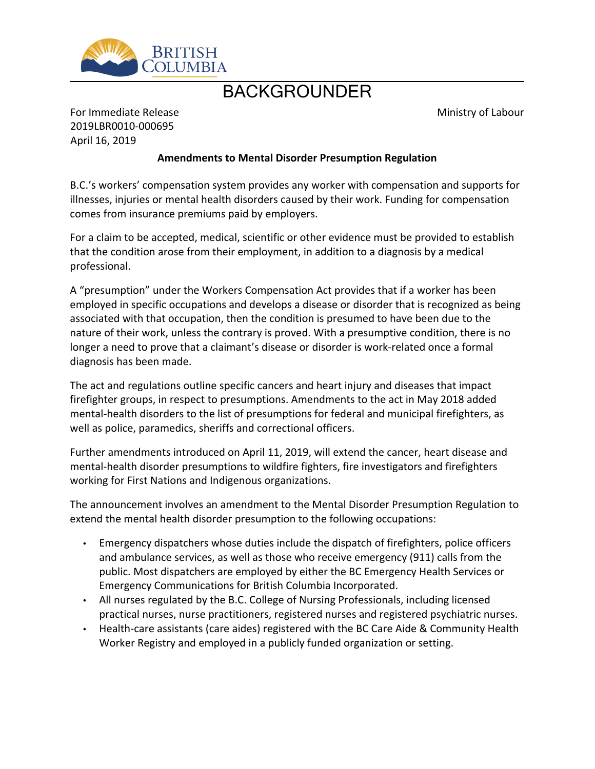# BACKGROUNDER

For Immediate Release
2019LBR0010-000695
April 16, 2019

Ministry of Labour

**Amendments to Mental Disorder Presumption Regulation**

B.C.'s workers' compensation system provides any worker with compensation and supports for illnesses, injuries or mental health disorders caused by their work. Funding for compensation comes from insurance premiums paid by employers.

For a claim to be accepted, medical, scientific or other evidence must be provided to establish that the condition arose from their employment, in addition to a diagnosis by a medical professional.

A "presumption" under the Workers Compensation Act provides that if a worker has been employed in specific occupations and develops a disease or disorder that is recognized as being associated with that occupation, then the condition is presumed to have been due to the nature of their work, unless the contrary is proved. With a presumptive condition, there is no longer a need to prove that a claimant's disease or disorder is work-related once a formal diagnosis has been made.

The act and regulations outline specific cancers and heart injury and diseases that impact firefighter groups, in respect to presumptions. Amendments to the act in May 2018 added mental-health disorders to the list of presumptions for federal and municipal firefighters, as well as police, paramedics, sheriffs and correctional officers.

Further amendments introduced on April 11, 2019, will extend the cancer, heart disease and mental-health disorder presumptions to wildfire fighters, fire investigators and firefighters working for First Nations and Indigenous organizations.

The announcement involves an amendment to the Mental Disorder Presumption Regulation to extend the mental health disorder presumption to the following occupations:

- Emergency dispatchers whose duties include the dispatch of firefighters, police officers and ambulance services, as well as those who receive emergency (911) calls from the public. Most dispatchers are employed by either the BC Emergency Health Services or Emergency Communications for British Columbia Incorporated.
- All nurses regulated by the B.C. College of Nursing Professionals, including licensed practical nurses, nurse practitioners, registered nurses and registered psychiatric nurses.
- Health-care assistants (care aides) registered with the BC Care Aide & Community Health Worker Registry and employed in a publicly funded organization or setting.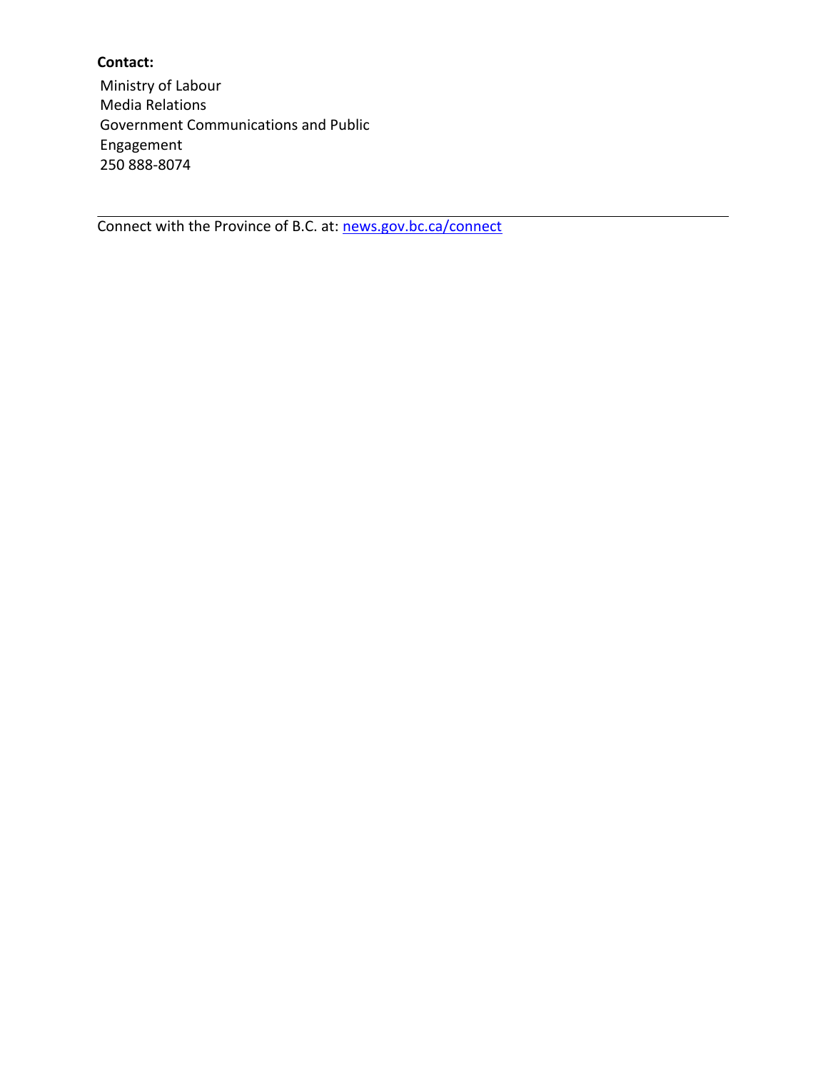**Contact:**

Ministry of Labour
Media Relations
Government Communications and Public Engagement
250 888-8074

---

Connect with the Province of B.C. at: news.gov.bc.ca/connect